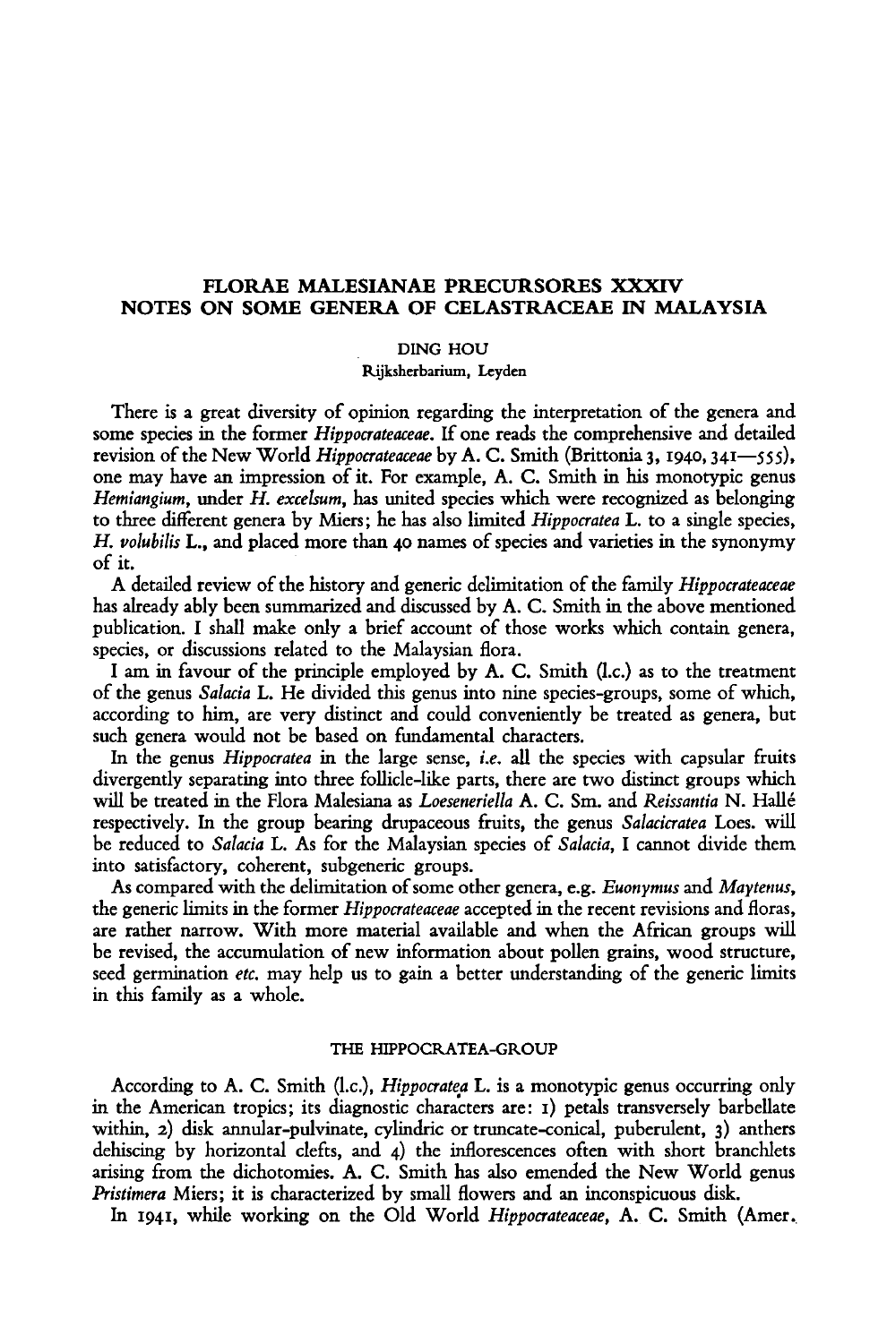# FLORAE MALESIANAE PRECURSORES XXXIV
# NOTES ON SOME GENERA OF CELASTRACEAE IN MALAYSIA

DING HOU

Rijksherbarium, Leyden

There is a great diversity of opinion regarding the interpretation of the genera and some species in the former *Hippocrateaceae*. If one reads the comprehensive and detailed revision of the New World *Hippocrateaceae* by A. C. Smith (Brittonia 3, 1940, 341—555), one may have an impression of it. For example, A. C. Smith in his monotypic genus *Hemiangium*, under *H. excelsum*, has united species which were recognized as belonging to three different genera by Miers; he has also limited *Hippocratea* L. to a single species, *H. volubilis* L., and placed more than 40 names of species and varieties in the synonymy of it.

A detailed review of the history and generic delimitation of the family *Hippocrateaceae* has already ably been summarized and discussed by A. C. Smith in the above mentioned publication. I shall make only a brief account of those works which contain genera, species, or discussions related to the Malaysian flora.

I am in favour of the principle employed by A. C. Smith (l.c.) as to the treatment of the genus *Salacia* L. He divided this genus into nine species-groups, some of which, according to him, are very distinct and could conveniently be treated as genera, but such genera would not be based on fundamental characters.

In the genus *Hippocratea* in the large sense, *i.e.* all the species with capsular fruits divergently separating into three follicle-like parts, there are two distinct groups which will be treated in the Flora Malesiana as *Loeseneriella* A. C. Sm. and *Reissantia* N. Hallé respectively. In the group bearing drupaceous fruits, the genus *Salacicratea* Loes. will be reduced to *Salacia* L. As for the Malaysian species of *Salacia*, I cannot divide them into satisfactory, coherent, subgeneric groups.

As compared with the delimitation of some other genera, e.g. *Euonymus* and *Maytenus*, the generic limits in the former *Hippocrateaceae* accepted in the recent revisions and floras, are rather narrow. With more material available and when the African groups will be revised, the accumulation of new information about pollen grains, wood structure, seed germination *etc.* may help us to gain a better understanding of the generic limits in this family as a whole.

## THE HIPPOCRATEA-GROUP

According to A. C. Smith (l.c.), *Hippocratea* L. is a monotypic genus occurring only in the American tropics; its diagnostic characters are: 1) petals transversely barbellate within, 2) disk annular-pulvinate, cylindric or truncate-conical, puberulent, 3) anthers dehiscing by horizontal clefts, and 4) the inflorescences often with short branchlets arising from the dichotomies. A. C. Smith has also emended the New World genus *Pristimera* Miers; it is characterized by small flowers and an inconspicuous disk.

In 1941, while working on the Old World *Hippocrateaceae*, A. C. Smith (Amer.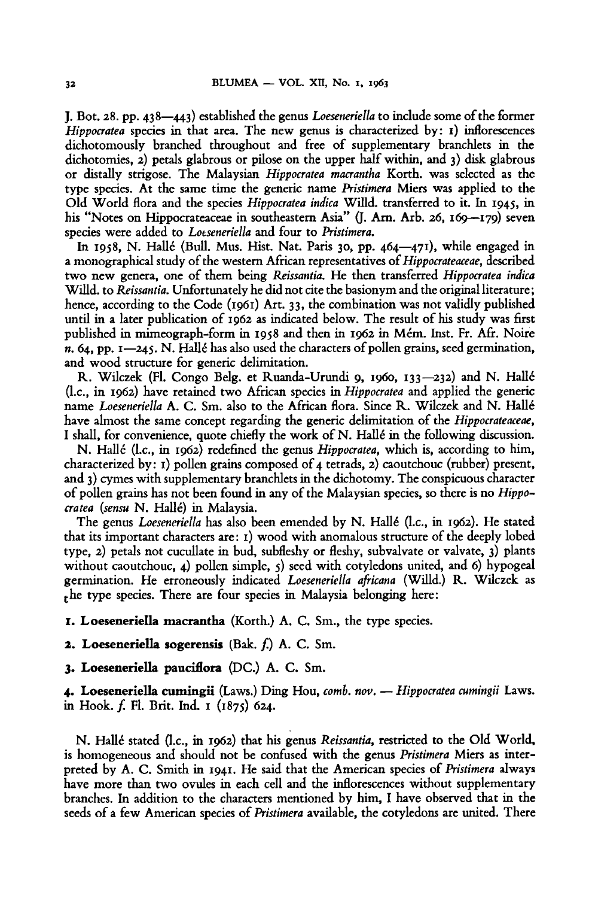J. Bot. 28. pp. 438—443) established the genus *Loeseneriella* to include some of the former *Hippocratea* species in that area. The new genus is characterized by: 1) inflorescences dichotomously branched throughout and free of supplementary branchlets in the dichotomies, 2) petals glabrous or pilose on the upper half within, and 3) disk glabrous or distally strigose. The Malaysian *Hippocratea macrantha* Korth. was selected as the type species. At the same time the generic name *Pristimera* Miers was applied to the Old World flora and the species *Hippocratea indica* Willd. transferred to it. In 1945, in his "Notes on Hippocrateaceae in southeastern Asia" (J. Arn. Arb. 26, 169—179) seven species were added to *Loeseneriella* and four to *Pristimera*.

In 1958, N. Hallé (Bull. Mus. Hist. Nat. Paris 30, pp. 464—471), while engaged in a monographical study of the western African representatives of *Hippocrateaceae*, described two new genera, one of them being *Reissantia*. He then transferred *Hippocratea indica* Willd. to *Reissantia*. Unfortunately he did not cite the basionym and the original literature; hence, according to the Code (1961) Art. 33, the combination was not validly published until in a later publication of 1962 as indicated below. The result of his study was first published in mimeograph-form in 1958 and then in 1962 in Mém. Inst. Fr. Afr. Noire *n.* 64, pp. 1—245. N. Hallé has also used the characters of pollen grains, seed germination, and wood structure for generic delimitation.

R. Wilczek (Fl. Congo Belg. et Ruanda-Urundi 9, 1960, 133—232) and N. Hallé (l.c., in 1962) have retained two African species in *Hippocratea* and applied the generic name *Loeseneriella* A. C. Sm. also to the African flora. Since R. Wilczek and N. Hallé have almost the same concept regarding the generic delimitation of the *Hippocrateaceae*, I shall, for convenience, quote chiefly the work of N. Hallé in the following discussion.

N. Hallé (l.c., in 1962) redefined the genus *Hippocratea*, which is, according to him, characterized by: 1) pollen grains composed of 4 tetrads, 2) caoutchouc (rubber) present, and 3) cymes with supplementary branchlets in the dichotomy. The conspicuous character of pollen grains has not been found in any of the Malaysian species, so there is no *Hippocratea* (*sensu* N. Hallé) in Malaysia.

The genus *Loeseneriella* has also been emended by N. Hallé (l.c., in 1962). He stated that its important characters are: 1) wood with anomalous structure of the deeply lobed type, 2) petals not cucullate in bud, subfleshy or fleshy, subvalvate or valvate, 3) plants without caoutchouc, 4) pollen simple, 5) seed with cotyledons united, and 6) hypogeal germination. He erroneously indicated *Loeseneriella africana* (Willd.) R. Wilczek as the type species. There are four species in Malaysia belonging here:

**1. Loeseneriella macrantha** (Korth.) A. C. Sm., the type species.

**2. Loeseneriella sogerensis** (Bak. *f.*) A. C. Sm.

**3. Loeseneriella pauciflora** (DC.) A. C. Sm.

**4. Loeseneriella cumingii** (Laws.) Ding Hou, *comb. nov.* — *Hippocratea cumingii* Laws. in Hook. *f.* Fl. Brit. Ind. 1 (1875) 624.

N. Hallé stated (l.c., in 1962) that his genus *Reissantia*, restricted to the Old World, is homogeneous and should not be confused with the genus *Pristimera* Miers as interpreted by A. C. Smith in 1941. He said that the American species of *Pristimera* always have more than two ovules in each cell and the inflorescences without supplementary branches. In addition to the characters mentioned by him, I have observed that in the seeds of a few American species of *Pristimera* available, the cotyledons are united. There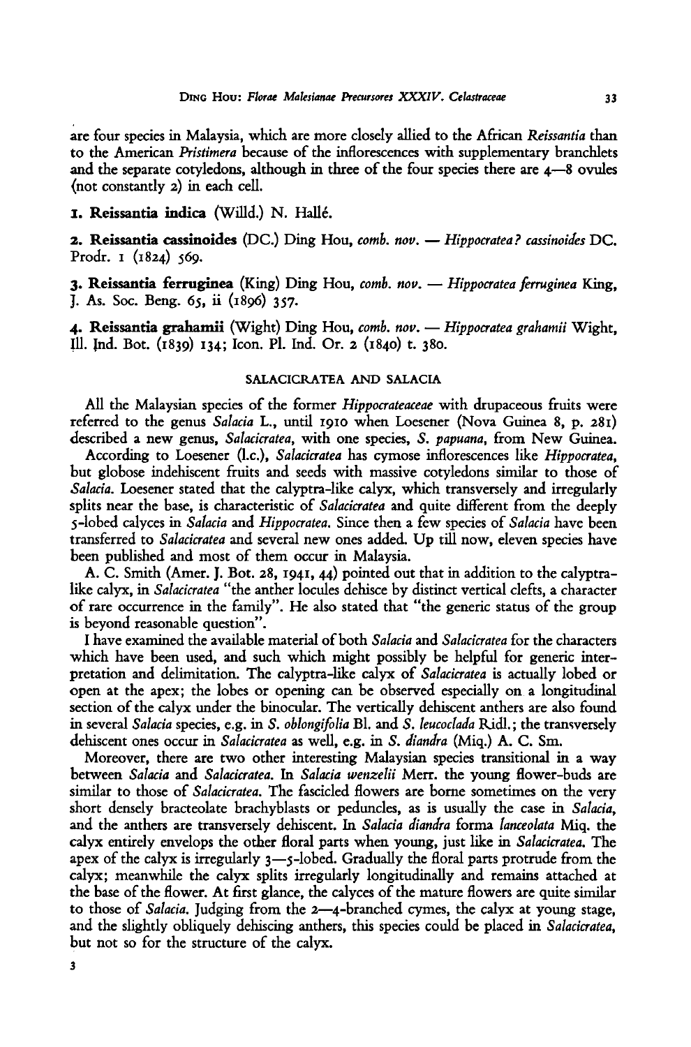are four species in Malaysia, which are more closely allied to the African *Reissantia* than to the American *Pristimera* because of the inflorescences with supplementary branchlets and the separate cotyledons, although in three of the four species there are 4—8 ovules (not constantly 2) in each cell.

**1. Reissantia indica** (Willd.) N. Hallé.

**2. Reissantia cassinoides** (DC.) Ding Hou, *comb. nov.* — *Hippocratea? cassinoides* DC. Prodr. 1 (1824) 569.

**3. Reissantia ferruginea** (King) Ding Hou, *comb. nov.* — *Hippocratea ferruginea* King, J. As. Soc. Beng. 65, ii (1896) 357.

**4. Reissantia grahamii** (Wight) Ding Hou, *comb. nov.* — *Hippocratea grahamii* Wight, Ill. Ind. Bot. (1839) 134; Icon. Pl. Ind. Or. 2 (1840) t. 380.

## SALACICRATEA AND SALACIA

All the Malaysian species of the former *Hippocrateaceae* with drupaceous fruits were referred to the genus *Salacia* L., until 1910 when Loesener (Nova Guinea 8, p. 281) described a new genus, *Salacicratea*, with one species, *S. papuana*, from New Guinea.

According to Loesener (l.c.), *Salacicratea* has cymose inflorescences like *Hippocratea*, but globose indehiscent fruits and seeds with massive cotyledons similar to those of *Salacia*. Loesener stated that the calyptra-like calyx, which transversely and irregularly splits near the base, is characteristic of *Salacicratea* and quite different from the deeply 5-lobed calyces in *Salacia* and *Hippocratea*. Since then a few species of *Salacia* have been transferred to *Salacicratea* and several new ones added. Up till now, eleven species have been published and most of them occur in Malaysia.

A. C. Smith (Amer. J. Bot. 28, 1941, 44) pointed out that in addition to the calyptra-like calyx, in *Salacicratea* "the anther locules dehisce by distinct vertical clefts, a character of rare occurrence in the family". He also stated that "the generic status of the group is beyond reasonable question".

I have examined the available material of both *Salacia* and *Salacicratea* for the characters which have been used, and such which might possibly be helpful for generic interpretation and delimitation. The calyptra-like calyx of *Salacicratea* is actually lobed or open at the apex; the lobes or opening can be observed especially on a longitudinal section of the calyx under the binocular. The vertically dehiscent anthers are also found in several *Salacia* species, e.g. in *S. oblongifolia* Bl. and *S. leucoclada* Ridl.; the transversely dehiscent ones occur in *Salacicratea* as well, e.g. in *S. diandra* (Miq.) A. C. Sm.

Moreover, there are two other interesting Malaysian species transitional in a way between *Salacia* and *Salacicratea*. In *Salacia wenzelii* Merr. the young flower-buds are similar to those of *Salacicratea*. The fascicled flowers are borne sometimes on the very short densely bracteolate brachyblasts or peduncles, as is usually the case in *Salacia*, and the anthers are transversely dehiscent. In *Salacia diandra* forma *lanceolata* Miq. the calyx entirely envelops the other floral parts when young, just like in *Salacicratea*. The apex of the calyx is irregularly 3—5-lobed. Gradually the floral parts protrude from the calyx; meanwhile the calyx splits irregularly longitudinally and remains attached at the base of the flower. At first glance, the calyces of the mature flowers are quite similar to those of *Salacia*. Judging from the 2—4-branched cymes, the calyx at young stage, and the slightly obliquely dehiscing anthers, this species could be placed in *Salacicratea*, but not so for the structure of the calyx.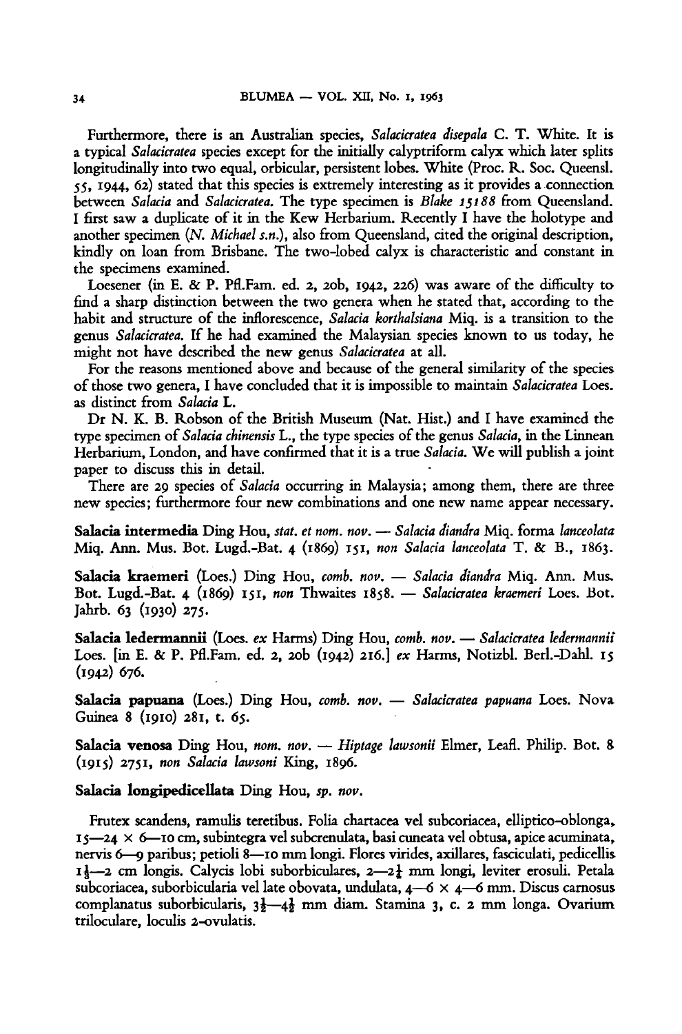Furthermore, there is an Australian species, *Salacicratea disepala* C. T. White. It is a typical *Salacicratea* species except for the initially calyptriform calyx which later splits longitudinally into two equal, orbicular, persistent lobes. White (Proc. R. Soc. Queensl. 55, 1944, 62) stated that this species is extremely interesting as it provides a connection between *Salacia* and *Salacicratea*. The type specimen is *Blake 15188* from Queensland. I first saw a duplicate of it in the Kew Herbarium. Recently I have the holotype and another specimen (*N. Michael s.n.*), also from Queensland, cited the original description, kindly on loan from Brisbane. The two-lobed calyx is characteristic and constant in the specimens examined.

Loesener (in E. & P. Pfl.Fam. ed. 2, 20b, 1942, 226) was aware of the difficulty to find a sharp distinction between the two genera when he stated that, according to the habit and structure of the inflorescence, *Salacia korthalsiana* Miq. is a transition to the genus *Salacicratea*. If he had examined the Malaysian species known to us today, he might not have described the new genus *Salacicratea* at all.

For the reasons mentioned above and because of the general similarity of the species of those two genera, I have concluded that it is impossible to maintain *Salacicratea* Loes. as distinct from *Salacia* L.

Dr N. K. B. Robson of the British Museum (Nat. Hist.) and I have examined the type specimen of *Salacia chinensis* L., the type species of the genus *Salacia*, in the Linnean Herbarium, London, and have confirmed that it is a true *Salacia*. We will publish a joint paper to discuss this in detail.

There are 29 species of *Salacia* occurring in Malaysia; among them, there are three new species; furthermore four new combinations and one new name appear necessary.

**Salacia intermedia** Ding Hou, *stat. et nom. nov.* — *Salacia diandra* Miq. forma *lanceolata* Miq. Ann. Mus. Bot. Lugd.-Bat. 4 (1869) 151, *non Salacia lanceolata* T. & B., 1863.

**Salacia kraemeri** (Loes.) Ding Hou, *comb. nov.* — *Salacia diandra* Miq. Ann. Mus. Bot. Lugd.-Bat. 4 (1869) 151, *non* Thwaites 1858. — *Salacicratea kraemeri* Loes. Bot. Jahrb. 63 (1930) 275.

**Salacia ledermannii** (Loes. *ex* Harms) Ding Hou, *comb. nov.* — *Salacicratea ledermannii* Loes. [in E. & P. Pfl.Fam. ed. 2, 20b (1942) 216.] *ex* Harms, Notizbl. Berl.-Dahl. 15 (1942) 676.

**Salacia papuana** (Loes.) Ding Hou, *comb. nov.* — *Salacicratea papuana* Loes. Nova Guinea 8 (1910) 281, t. 65.

**Salacia venosa** Ding Hou, *nom. nov.* — *Hiptage lawsonii* Elmer, Leafl. Philip. Bot. 8 (1915) 2751, *non Salacia lawsoni* King, 1896.

**Salacia longipedicellata** Ding Hou, *sp. nov.*

Frutex scandens, ramulis teretibus. Folia chartacea vel subcoriacea, elliptico-oblonga, 15—24 × 6—10 cm, subintegra vel subcrenulata, basi cuneata vel obtusa, apice acuminata, nervis 6—9 paribus; petioli 8—10 mm longi. Flores virides, axillares, fasciculati, pedicellis 1½—2 cm longis. Calycis lobi suborbiculares, 2—2½ mm longi, leviter erosuli. Petala subcoriacea, suborbicularia vel late obovata, undulata, 4—6 × 4—6 mm. Discus carnosus complanatus suborbicularis, 3½—4½ mm diam. Stamina 3, c. 2 mm longa. Ovarium triloculare, loculis 2-ovulatis.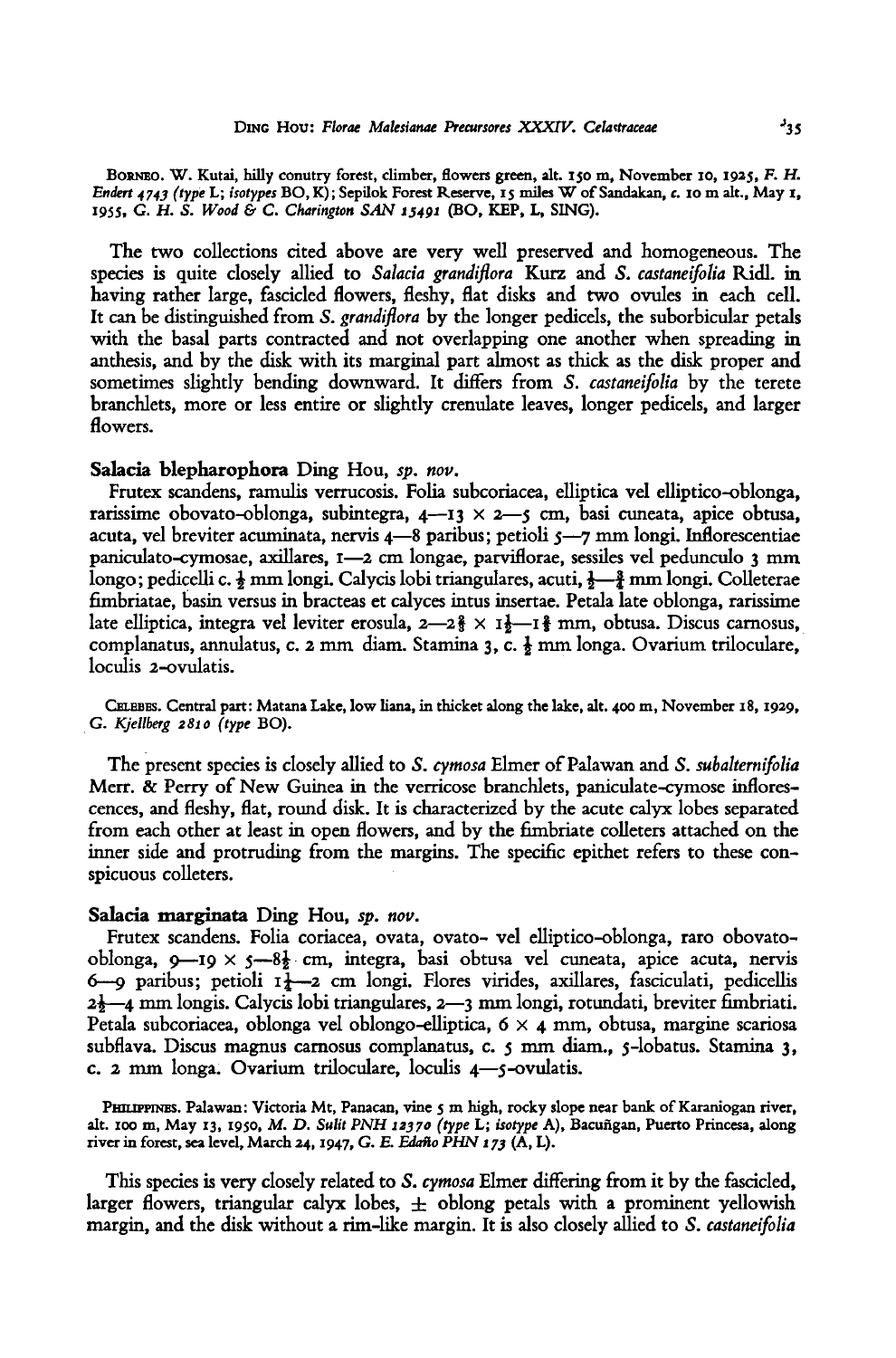BORNEO. W. Kutai, hilly conutry forest, climber, flowers green, alt. 150 m, November 10, 1925, *F. H. Endert 4743 (type* L; *isotypes* BO, K); Sepilok Forest Reserve, 15 miles W of Sandakan, *c.* 10 m alt., May 1, 1955, *G. H. S. Wood & C. Charington SAN 15491* (BO, KEP, L, SING).

The two collections cited above are very well preserved and homogeneous. The species is quite closely allied to *Salacia grandiflora* Kurz and *S. castaneifolia* Ridl. in having rather large, fascicled flowers, fleshy, flat disks and two ovules in each cell. It can be distinguished from *S. grandiflora* by the longer pedicels, the suborbicular petals with the basal parts contracted and not overlapping one another when spreading in anthesis, and by the disk with its marginal part almost as thick as the disk proper and sometimes slightly bending downward. It differs from *S. castaneifolia* by the terete branchlets, more or less entire or slightly crenulate leaves, longer pedicels, and larger flowers.

**Salacia blepharophora** Ding Hou, *sp. nov.*

Frutex scandens, ramulis verrucosis. Folia subcoriacea, elliptica vel elliptico-oblonga, rarissime obovato-oblonga, subintegra, 4—13 × 2—5 cm, basi cuneata, apice obtusa, acuta, vel breviter acuminata, nervis 4—8 paribus; petioli 5—7 mm longi. Inflorescentiae paniculato-cymosae, axillares, 1—2 cm longae, parviflorae, sessiles vel pedunculo 3 mm longo; pedicelli c. $\frac{1}{2}$ mm longi. Calycis lobi triangulares, acuti, $\frac{1}{2}$—$\frac{3}{4}$ mm longi. Colleterae fimbriatae, basin versus in bracteas et calyces intus insertae. Petala late oblonga, rarissime late elliptica, integra vel leviter erosula, 2—2$\frac{3}{4}$ × 1$\frac{1}{2}$—1$\frac{3}{4}$ mm, obtusa. Discus carnosus, complanatus, annulatus, c. 2 mm diam. Stamina 3, c. $\frac{1}{2}$ mm longa. Ovarium triloculare, loculis 2-ovulatis.

CELEBES. Central part: Matana Lake, low liana, in thicket along the lake, alt. 400 m, November 18, 1929, *G. Kjellberg 2810 (type* BO).

The present species is closely allied to *S. cymosa* Elmer of Palawan and *S. subalternifolia* Merr. & Perry of New Guinea in the verricose branchlets, paniculate-cymose inflorescences, and fleshy, flat, round disk. It is characterized by the acute calyx lobes separated from each other at least in open flowers, and by the fimbriate colleters attached on the inner side and protruding from the margins. The specific epithet refers to these conspicuous colleters.

**Salacia marginata** Ding Hou, *sp. nov.*

Frutex scandens. Folia coriacea, ovata, ovato- vel elliptico-oblonga, raro obovato-oblonga, 9—19 × 5—8$\frac{1}{2}$ cm, integra, basi obtusa vel cuneata, apice acuta, nervis 6—9 paribus; petioli 1$\frac{1}{2}$—2 cm longi. Flores virides, axillares, fasciculati, pedicellis 2$\frac{1}{2}$—4 mm longis. Calycis lobi triangulares, 2—3 mm longi, rotundati, breviter fimbriati. Petala subcoriacea, oblonga vel oblongo-elliptica, 6 × 4 mm, obtusa, margine scariosa subflava. Discus magnus carnosus complanatus, c. 5 mm diam., 5-lobatus. Stamina 3, c. 2 mm longa. Ovarium triloculare, loculis 4—5-ovulatis.

PHILIPPINES. Palawan: Victoria Mt, Panacan, vine 5 m high, rocky slope near bank of Karaniogan river, alt. 100 m, May 13, 1950, *M. D. Sulit PNH 12370 (type* L; *isotype* A), Bacuñgan, Puerto Princesa, along river in forest, sea level, March 24, 1947, *G. E. Edaño PHN 173* (A, L).

This species is very closely related to *S. cymosa* Elmer differing from it by the fascicled, larger flowers, triangular calyx lobes, ± oblong petals with a prominent yellowish margin, and the disk without a rim-like margin. It is also closely allied to *S. castaneifolia*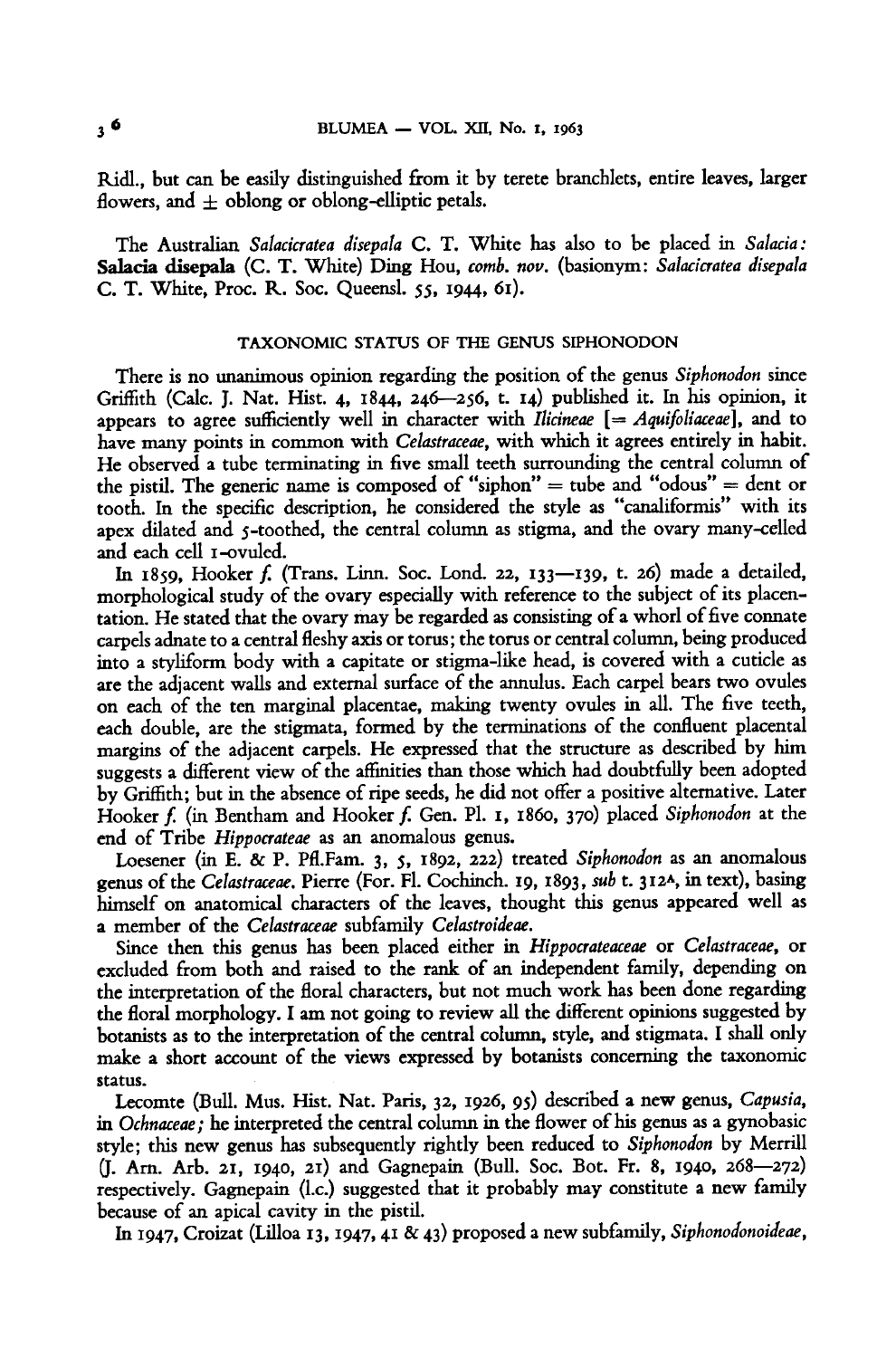Ridl., but can be easily distinguished from it by terete branchlets, entire leaves, larger flowers, and ± oblong or oblong-elliptic petals.

The Australian *Salacicratea disepala* C. T. White has also to be placed in *Salacia*: **Salacia disepala** (C. T. White) Ding Hou, *comb. nov.* (basionym: *Salacicratea disepala* C. T. White, Proc. R. Soc. Queensl. 55, 1944, 61).

## TAXONOMIC STATUS OF THE GENUS SIPHONODON

There is no unanimous opinion regarding the position of the genus *Siphonodon* since Griffith (Calc. J. Nat. Hist. 4, 1844, 246—256, t. 14) published it. In his opinion, it appears to agree sufficiently well in character with *Ilicineae* [= *Aquifoliaceae*], and to have many points in common with *Celastraceae*, with which it agrees entirely in habit. He observed a tube terminating in five small teeth surrounding the central column of the pistil. The generic name is composed of "siphon" = tube and "odous" = dent or tooth. In the specific description, he considered the style as "canaliformis" with its apex dilated and 5-toothed, the central column as stigma, and the ovary many-celled and each cell 1-ovuled.

In 1859, Hooker *f.* (Trans. Linn. Soc. Lond. 22, 133—139, t. 26) made a detailed, morphological study of the ovary especially with reference to the subject of its placentation. He stated that the ovary may be regarded as consisting of a whorl of five connate carpels adnate to a central fleshy axis or torus; the torus or central column, being produced into a styliform body with a capitate or stigma-like head, is covered with a cuticle as are the adjacent walls and external surface of the annulus. Each carpel bears two ovules on each of the ten marginal placentae, making twenty ovules in all. The five teeth, each double, are the stigmata, formed by the terminations of the confluent placental margins of the adjacent carpels. He expressed that the structure as described by him suggests a different view of the affinities than those which had doubtfully been adopted by Griffith; but in the absence of ripe seeds, he did not offer a positive alternative. Later Hooker *f.* (in Bentham and Hooker *f.* Gen. Pl. 1, 1860, 370) placed *Siphonodon* at the end of Tribe *Hippocrateae* as an anomalous genus.

Loesener (in E. & P. Pfl.Fam. 3, 5, 1892, 222) treated *Siphonodon* as an anomalous genus of the *Celastraceae*. Pierre (For. Fl. Cochinch. 19, 1893, *sub* t. 312A, in text), basing himself on anatomical characters of the leaves, thought this genus appeared well as a member of the *Celastraceae* subfamily *Celastroideae*.

Since then this genus has been placed either in *Hippocrateaceae* or *Celastraceae*, or excluded from both and raised to the rank of an independent family, depending on the interpretation of the floral characters, but not much work has been done regarding the floral morphology. I am not going to review all the different opinions suggested by botanists as to the interpretation of the central column, style, and stigmata. I shall only make a short account of the views expressed by botanists concerning the taxonomic status.

Lecomte (Bull. Mus. Hist. Nat. Paris, 32, 1926, 95) described a new genus, *Capusia*, in *Ochnaceae*; he interpreted the central column in the flower of his genus as a gynobasic style; this new genus has subsequently rightly been reduced to *Siphonodon* by Merrill (J. Arn. Arb. 21, 1940, 21) and Gagnepain (Bull. Soc. Bot. Fr. 8, 1940, 268—272) respectively. Gagnepain (l.c.) suggested that it probably may constitute a new family because of an apical cavity in the pistil.

In 1947, Croizat (Lilloa 13, 1947, 41 & 43) proposed a new subfamily, *Siphonodonoideae*,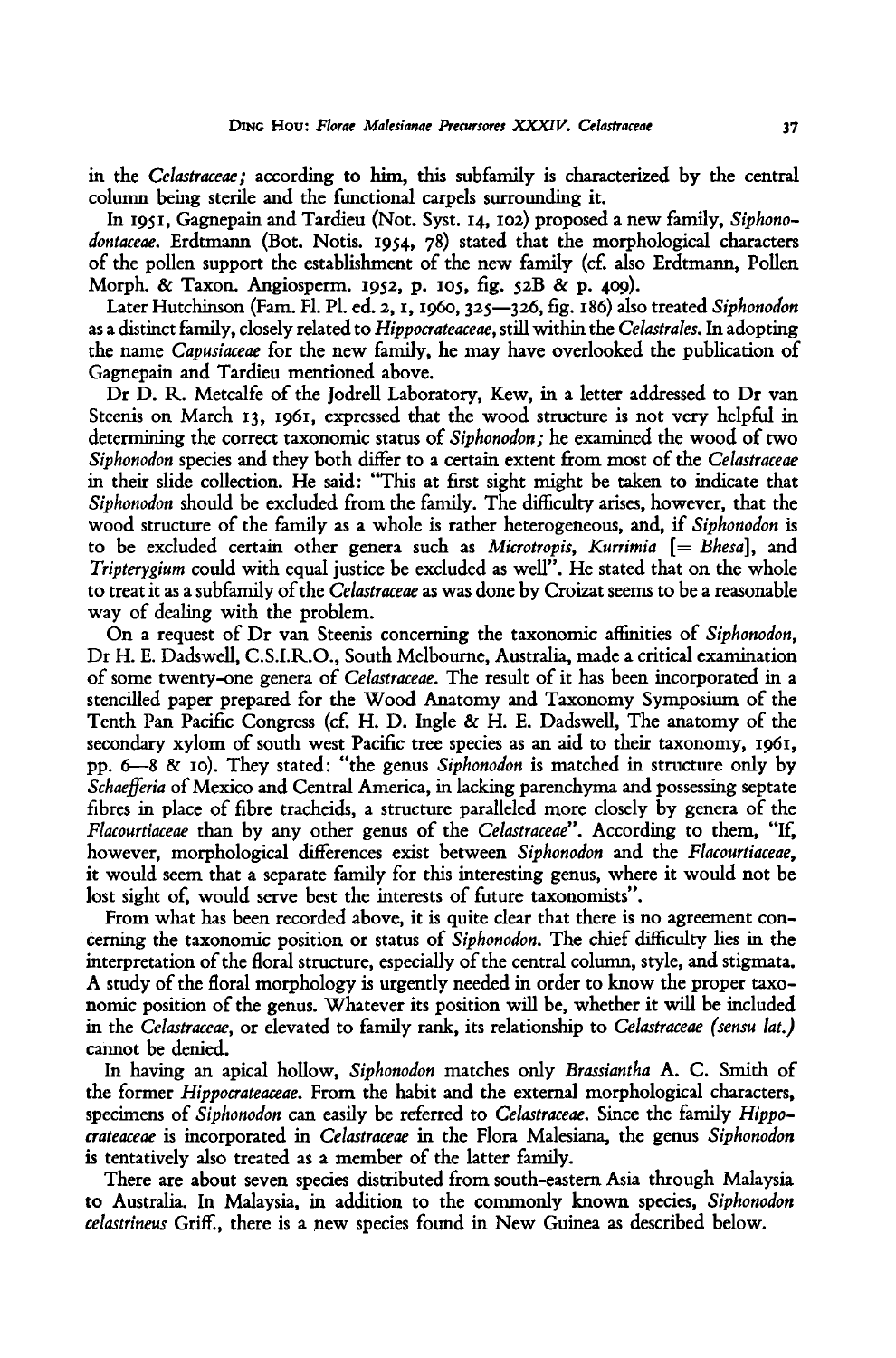in the *Celastraceae;* according to him, this subfamily is characterized by the central column being sterile and the functional carpels surrounding it.

In 1951, Gagnepain and Tardieu (Not. Syst. 14, 102) proposed a new family, *Siphonodontaceae*. Erdtmann (Bot. Notis. 1954, 78) stated that the morphological characters of the pollen support the establishment of the new family (cf. also Erdtmann, Pollen Morph. & Taxon. Angiosperm. 1952, p. 105, fig. 52B & p. 409).

Later Hutchinson (Fam. Fl. Pl. ed. 2, 1, 1960, 325—326, fig. 186) also treated *Siphonodon* as a distinct family, closely related to *Hippocrateaceae*, still within the *Celastrales*. In adopting the name *Capusiaceae* for the new family, he may have overlooked the publication of Gagnepain and Tardieu mentioned above.

Dr D. R. Metcalfe of the Jodrell Laboratory, Kew, in a letter addressed to Dr van Steenis on March 13, 1961, expressed that the wood structure is not very helpful in determining the correct taxonomic status of *Siphonodon;* he examined the wood of two *Siphonodon* species and they both differ to a certain extent from most of the *Celastraceae* in their slide collection. He said: "This at first sight might be taken to indicate that *Siphonodon* should be excluded from the family. The difficulty arises, however, that the wood structure of the family as a whole is rather heterogeneous, and, if *Siphonodon* is to be excluded certain other genera such as *Microtropis*, *Kurrimia* [= *Bhesa*], and *Tripterygium* could with equal justice be excluded as well". He stated that on the whole to treat it as a subfamily of the *Celastraceae* as was done by Croizat seems to be a reasonable way of dealing with the problem.

On a request of Dr van Steenis concerning the taxonomic affinities of *Siphonodon*, Dr H. E. Dadswell, C.S.I.R.O., South Melbourne, Australia, made a critical examination of some twenty-one genera of *Celastraceae*. The result of it has been incorporated in a stencilled paper prepared for the Wood Anatomy and Taxonomy Symposium of the Tenth Pan Pacific Congress (cf. H. D. Ingle & H. E. Dadswell, The anatomy of the secondary xylom of south west Pacific tree species as an aid to their taxonomy, 1961, pp. 6—8 & 10). They stated: "the genus *Siphonodon* is matched in structure only by *Schaefferia* of Mexico and Central America, in lacking parenchyma and possessing septate fibres in place of fibre tracheids, a structure paralleled more closely by genera of the *Flacourtiaceae* than by any other genus of the *Celastraceae*". According to them, "If, however, morphological differences exist between *Siphonodon* and the *Flacourtiaceae*, it would seem that a separate family for this interesting genus, where it would not be lost sight of, would serve best the interests of future taxonomists".

From what has been recorded above, it is quite clear that there is no agreement concerning the taxonomic position or status of *Siphonodon*. The chief difficulty lies in the interpretation of the floral structure, especially of the central column, style, and stigmata. A study of the floral morphology is urgently needed in order to know the proper taxonomic position of the genus. Whatever its position will be, whether it will be included in the *Celastraceae*, or elevated to family rank, its relationship to *Celastraceae (sensu lat.)* cannot be denied.

In having an apical hollow, *Siphonodon* matches only *Brassiantha* A. C. Smith of the former *Hippocrateaceae*. From the habit and the external morphological characters, specimens of *Siphonodon* can easily be referred to *Celastraceae*. Since the family *Hippocrateaceae* is incorporated in *Celastraceae* in the Flora Malesiana, the genus *Siphonodon* is tentatively also treated as a member of the latter family.

There are about seven species distributed from south-eastern Asia through Malaysia to Australia. In Malaysia, in addition to the commonly known species, *Siphonodon celastrineus* Griff., there is a new species found in New Guinea as described below.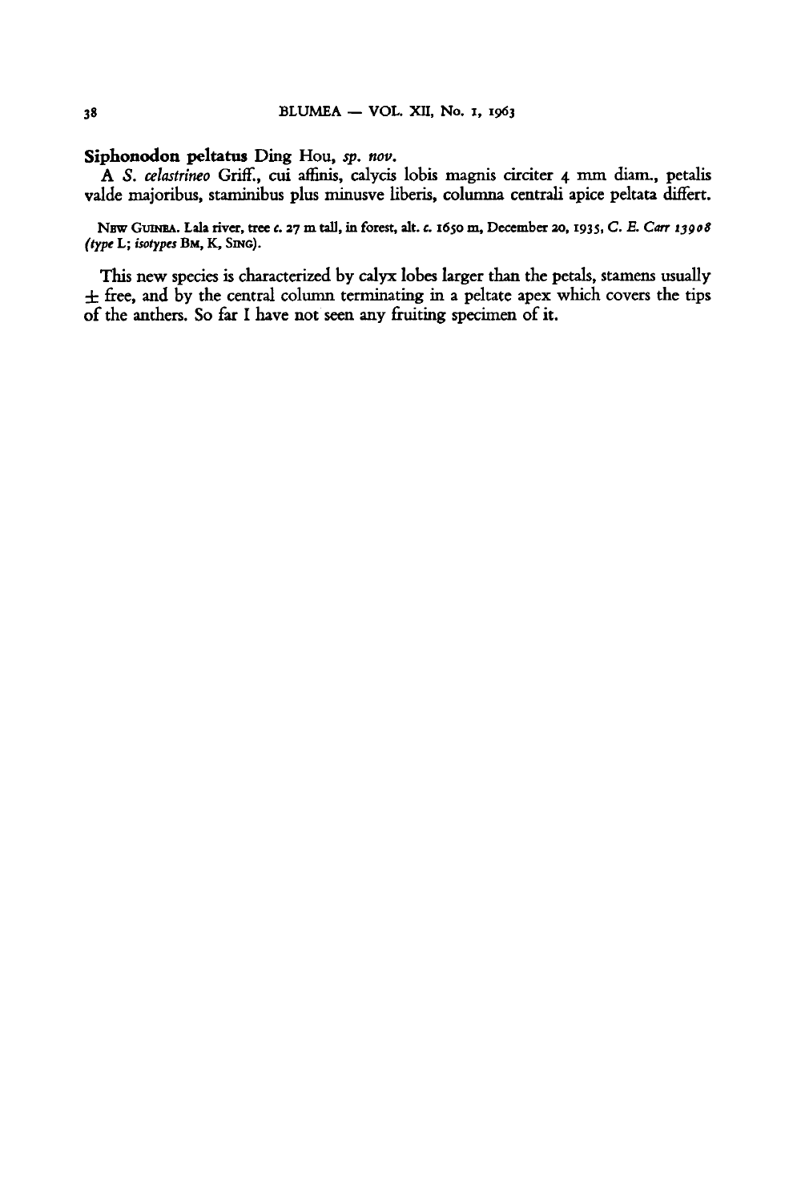**Siphonodon peltatus** Ding Hou, *sp. nov.*

A *S. celastrineo* Griff., cui affinis, calycis lobis magnis circiter 4 mm diam., petalis valde majoribus, staminibus plus minusve liberis, columna centrali apice peltata differt.

NEW GUINEA. Lala river, tree *c.* 27 m tall, in forest, alt. *c.* 1650 m, December 20, 1935, *C. E. Carr 13908* (*type* L; *isotypes* BM, K, SING).

This new species is characterized by calyx lobes larger than the petals, stamens usually ± free, and by the central column terminating in a peltate apex which covers the tips of the anthers. So far I have not seen any fruiting specimen of it.